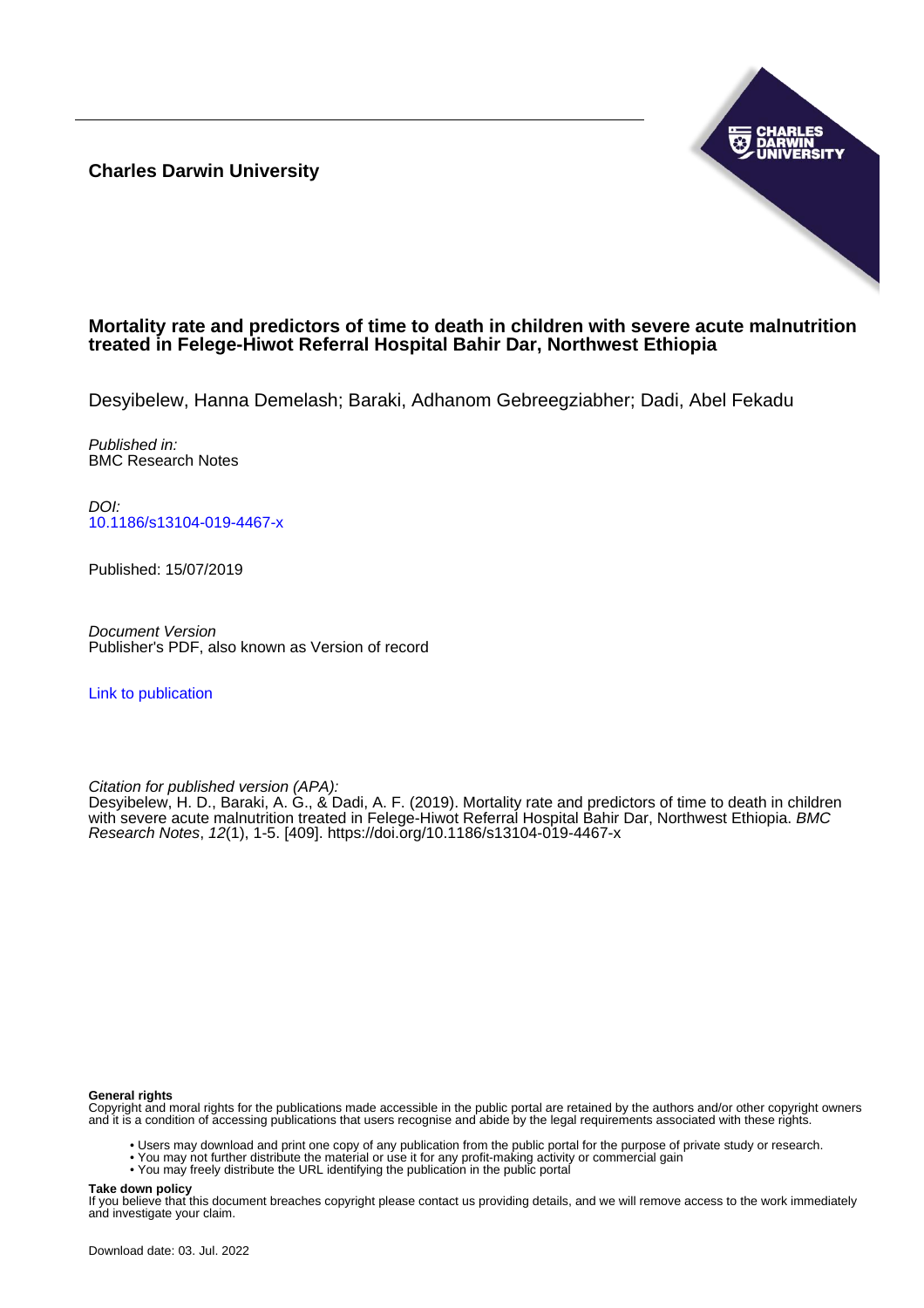**Charles Darwin University**

# Mortality rate and predictors of time to death in children with severe acute malnutrition treated in Felege-Hiwot Referral Hospital Bahir Dar, Northwest Ethiopia

Desyibelew, Hanna Demelash; Baraki, Adhanom Gebreegziabher; Dadi, Abel Fekadu

*Published in:*
BMC Research Notes

*DOI:*
10.1186/s13104-019-4467-x

Published: 15/07/2019

*Document Version*
Publisher's PDF, also known as Version of record

Link to publication

*Citation for published version (APA):*
Desyibelew, H. D., Baraki, A. G., & Dadi, A. F. (2019). Mortality rate and predictors of time to death in children with severe acute malnutrition treated in Felege-Hiwot Referral Hospital Bahir Dar, Northwest Ethiopia. *BMC Research Notes*, *12*(1), 1-5. [409]. https://doi.org/10.1186/s13104-019-4467-x

**General rights**
Copyright and moral rights for the publications made accessible in the public portal are retained by the authors and/or other copyright owners and it is a condition of accessing publications that users recognise and abide by the legal requirements associated with these rights.

- Users may download and print one copy of any publication from the public portal for the purpose of private study or research.
- You may not further distribute the material or use it for any profit-making activity or commercial gain
- You may freely distribute the URL identifying the publication in the public portal

**Take down policy**
If you believe that this document breaches copyright please contact us providing details, and we will remove access to the work immediately and investigate your claim.

Download date: 03. Jul. 2022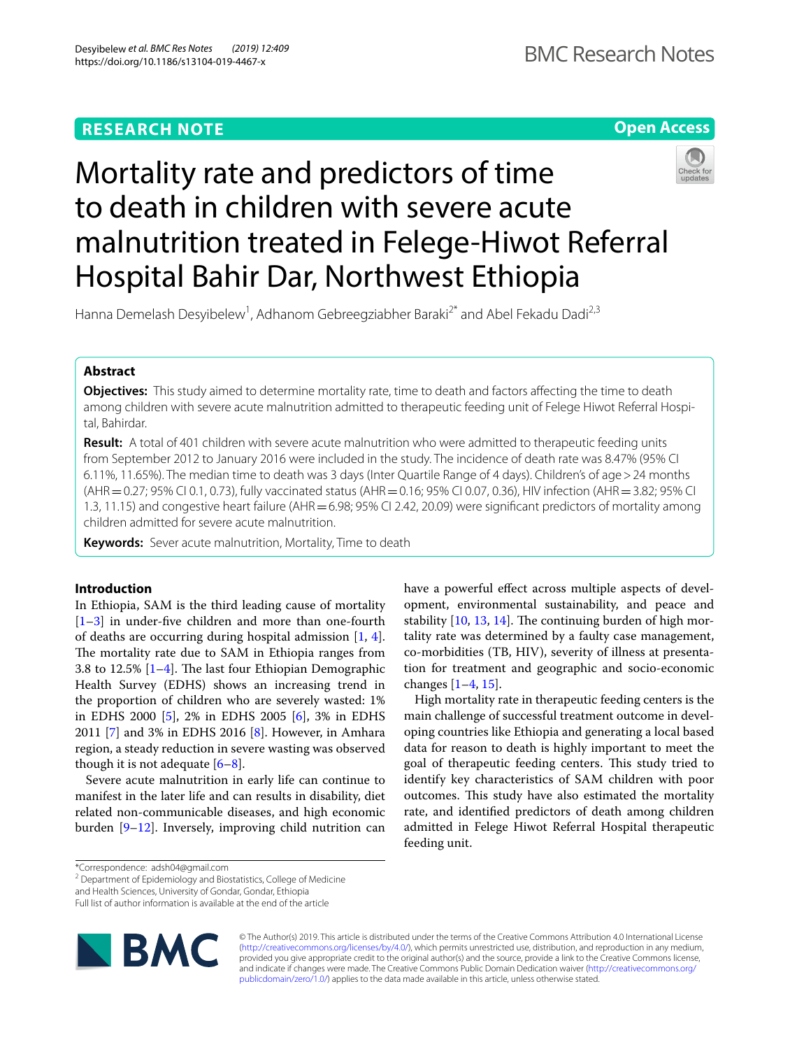# Mortality rate and predictors of time to death in children with severe acute malnutrition treated in Felege-Hiwot Referral Hospital Bahir Dar, Northwest Ethiopia

Hanna Demelash Desyibelew[1], Adhanom Gebreegziabher Baraki[2*] and Abel Fekadu Dadi[2,3]

## Abstract

**Objectives:** This study aimed to determine mortality rate, time to death and factors affecting the time to death among children with severe acute malnutrition admitted to therapeutic feeding unit of Felege Hiwot Referral Hospital, Bahirdar.

**Result:** A total of 401 children with severe acute malnutrition who were admitted to therapeutic feeding units from September 2012 to January 2016 were included in the study. The incidence of death rate was 8.47% (95% CI 6.11%, 11.65%). The median time to death was 3 days (Inter Quartile Range of 4 days). Children's of age > 24 months (AHR = 0.27; 95% CI 0.1, 0.73), fully vaccinated status (AHR = 0.16; 95% CI 0.07, 0.36), HIV infection (AHR = 3.82; 95% CI 1.3, 11.15) and congestive heart failure (AHR = 6.98; 95% CI 2.42, 20.09) were significant predictors of mortality among children admitted for severe acute malnutrition.

**Keywords:** Sever acute malnutrition, Mortality, Time to death

## Introduction

In Ethiopia, SAM is the third leading cause of mortality [1–3] in under-five children and more than one-fourth of deaths are occurring during hospital admission [1, 4]. The mortality rate due to SAM in Ethiopia ranges from 3.8 to 12.5% [1–4]. The last four Ethiopian Demographic Health Survey (EDHS) shows an increasing trend in the proportion of children who are severely wasted: 1% in EDHS 2000 [5], 2% in EDHS 2005 [6], 3% in EDHS 2011 [7] and 3% in EDHS 2016 [8]. However, in Amhara region, a steady reduction in severe wasting was observed though it is not adequate [6–8].

Severe acute malnutrition in early life can continue to manifest in the later life and can results in disability, diet related non-communicable diseases, and high economic burden [9–12]. Inversely, improving child nutrition can have a powerful effect across multiple aspects of development, environmental sustainability, and peace and stability [10, 13, 14]. The continuing burden of high mortality rate was determined by a faulty case management, co-morbidities (TB, HIV), severity of illness at presentation for treatment and geographic and socio-economic changes [1–4, 15].

High mortality rate in therapeutic feeding centers is the main challenge of successful treatment outcome in developing countries like Ethiopia and generating a local based data for reason to death is highly important to meet the goal of therapeutic feeding centers. This study tried to identify key characteristics of SAM children with poor outcomes. This study have also estimated the mortality rate, and identified predictors of death among children admitted in Felege Hiwot Referral Hospital therapeutic feeding unit.

*Correspondence: adsh04@gmail.com
[2] Department of Epidemiology and Biostatistics, College of Medicine and Health Sciences, University of Gondar, Gondar, Ethiopia
Full list of author information is available at the end of the article

© The Author(s) 2019. This article is distributed under the terms of the Creative Commons Attribution 4.0 International License (http://creativecommons.org/licenses/by/4.0/), which permits unrestricted use, distribution, and reproduction in any medium, provided you give appropriate credit to the original author(s) and the source, provide a link to the Creative Commons license, and indicate if changes were made. The Creative Commons Public Domain Dedication waiver (http://creativecommons.org/publicdomain/zero/1.0/) applies to the data made available in this article, unless otherwise stated.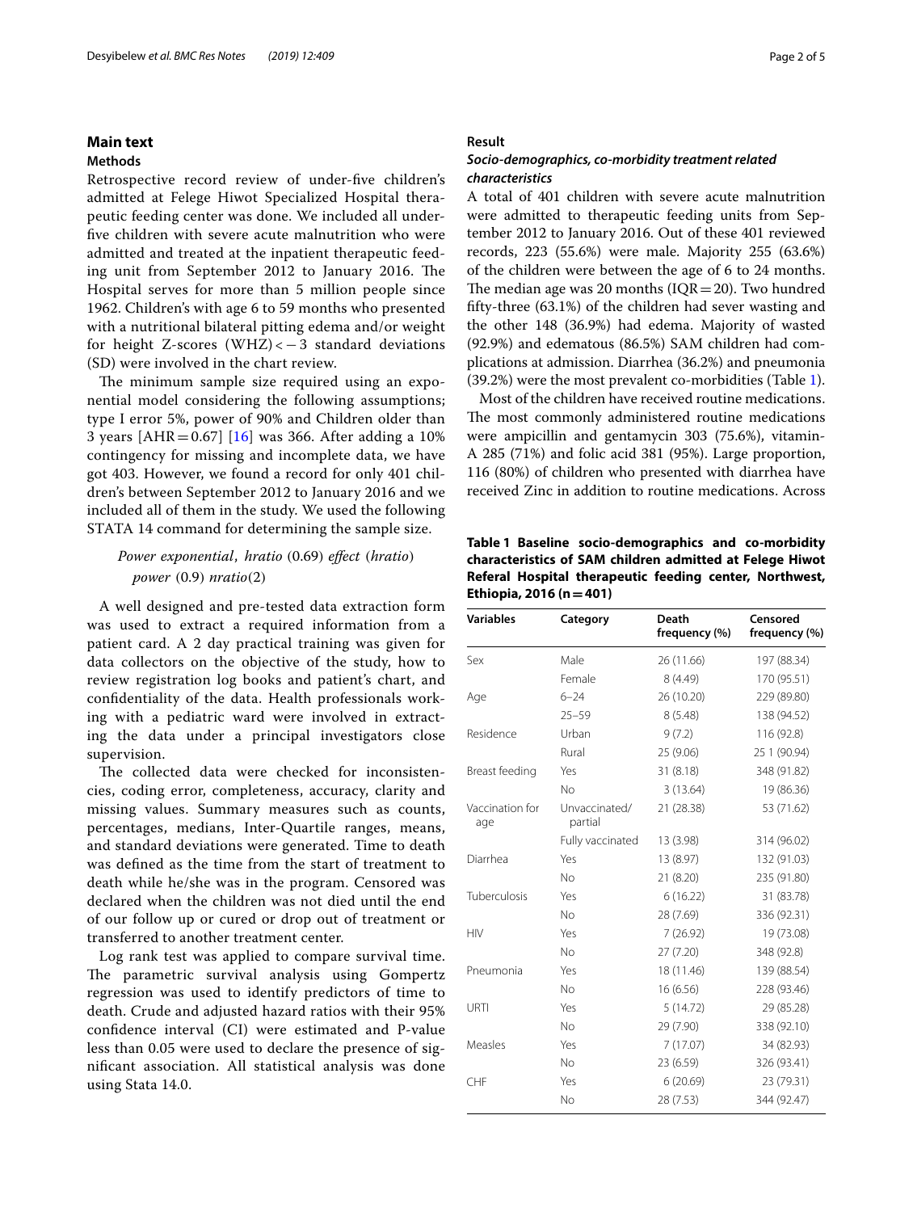## Main text

### Methods

Retrospective record review of under-five children's admitted at Felege Hiwot Specialized Hospital therapeutic feeding center was done. We included all under-five children with severe acute malnutrition who were admitted and treated at the inpatient therapeutic feeding unit from September 2012 to January 2016. The Hospital serves for more than 5 million people since 1962. Children's with age 6 to 59 months who presented with a nutritional bilateral pitting edema and/or weight for height Z-scores (WHZ) < −3 standard deviations (SD) were involved in the chart review.

The minimum sample size required using an exponential model considering the following assumptions; type I error 5%, power of 90% and Children older than 3 years [AHR = 0.67] [16] was 366. After adding a 10% contingency for missing and incomplete data, we have got 403. However, we found a record for only 401 children's between September 2012 to January 2016 and we included all of them in the study. We used the following STATA 14 command for determining the sample size.

$$\textit{Power exponential, hratio } (0.69) \textit{ effect } (\textit{hratio}) \textit{ power } (0.9) \textit{ nratio}(2)$$

A well designed and pre-tested data extraction form was used to extract a required information from a patient card. A 2 day practical training was given for data collectors on the objective of the study, how to review registration log books and patient's chart, and confidentiality of the data. Health professionals working with a pediatric ward were involved in extracting the data under a principal investigators close supervision.

The collected data were checked for inconsistencies, coding error, completeness, accuracy, clarity and missing values. Summary measures such as counts, percentages, medians, Inter-Quartile ranges, means, and standard deviations were generated. Time to death was defined as the time from the start of treatment to death while he/she was in the program. Censored was declared when the children was not died until the end of our follow up or cured or drop out of treatment or transferred to another treatment center.

Log rank test was applied to compare survival time. The parametric survival analysis using Gompertz regression was used to identify predictors of time to death. Crude and adjusted hazard ratios with their 95% confidence interval (CI) were estimated and P-value less than 0.05 were used to declare the presence of significant association. All statistical analysis was done using Stata 14.0.

### Result

#### *Socio-demographics, co-morbidity treatment related characteristics*

A total of 401 children with severe acute malnutrition were admitted to therapeutic feeding units from September 2012 to January 2016. Out of these 401 reviewed records, 223 (55.6%) were male. Majority 255 (63.6%) of the children were between the age of 6 to 24 months. The median age was 20 months (IQR = 20). Two hundred fifty-three (63.1%) of the children had sever wasting and the other 148 (36.9%) had edema. Majority of wasted (92.9%) and edematous (86.5%) SAM children had complications at admission. Diarrhea (36.2%) and pneumonia (39.2%) were the most prevalent co-morbidities (Table 1).

Most of the children have received routine medications. The most commonly administered routine medications were ampicillin and gentamycin 303 (75.6%), vitamin-A 285 (71%) and folic acid 381 (95%). Large proportion, 116 (80%) of children who presented with diarrhea have received Zinc in addition to routine medications. Across

**Table 1 Baseline socio-demographics and co-morbidity characteristics of SAM children admitted at Felege Hiwot Referal Hospital therapeutic feeding center, Northwest, Ethiopia, 2016 (n = 401)**

| Variables | Category | Death frequency (%) | Censored frequency (%) |
|---|---|---|---|
| Sex | Male | 26 (11.66) | 197 (88.34) |
| | Female | 8 (4.49) | 170 (95.51) |
| Age | 6–24 | 26 (10.20) | 229 (89.80) |
| | 25–59 | 8 (5.48) | 138 (94.52) |
| Residence | Urban | 9 (7.2) | 116 (92.8) |
| | Rural | 25 (9.06) | 25 1 (90.94) |
| Breast feeding | Yes | 31 (8.18) | 348 (91.82) |
| | No | 3 (13.64) | 19 (86.36) |
| Vaccination for age | Unvaccinated/partial | 21 (28.38) | 53 (71.62) |
| | Fully vaccinated | 13 (3.98) | 314 (96.02) |
| Diarrhea | Yes | 13 (8.97) | 132 (91.03) |
| | No | 21 (8.20) | 235 (91.80) |
| Tuberculosis | Yes | 6 (16.22) | 31 (83.78) |
| | No | 28 (7.69) | 336 (92.31) |
| HIV | Yes | 7 (26.92) | 19 (73.08) |
| | No | 27 (7.20) | 348 (92.8) |
| Pneumonia | Yes | 18 (11.46) | 139 (88.54) |
| | No | 16 (6.56) | 228 (93.46) |
| URTI | Yes | 5 (14.72) | 29 (85.28) |
| | No | 29 (7.90) | 338 (92.10) |
| Measles | Yes | 7 (17.07) | 34 (82.93) |
| | No | 23 (6.59) | 326 (93.41) |
| CHF | Yes | 6 (20.69) | 23 (79.31) |
| | No | 28 (7.53) | 344 (92.47) |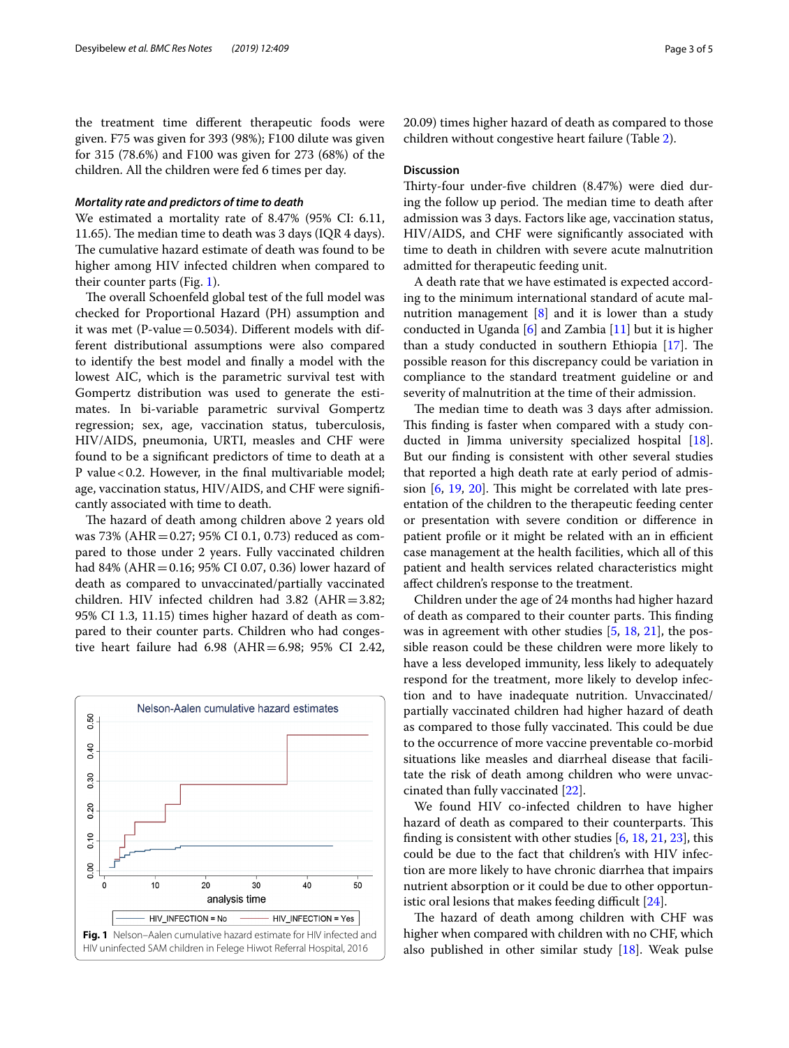the treatment time different therapeutic foods were given. F75 was given for 393 (98%); F100 dilute was given for 315 (78.6%) and F100 was given for 273 (68%) of the children. All the children were fed 6 times per day.

### *Mortality rate and predictors of time to death*

We estimated a mortality rate of 8.47% (95% CI: 6.11, 11.65). The median time to death was 3 days (IQR 4 days). The cumulative hazard estimate of death was found to be higher among HIV infected children when compared to their counter parts (Fig. 1).

The overall Schoenfeld global test of the full model was checked for Proportional Hazard (PH) assumption and it was met (P-value = 0.5034). Different models with different distributional assumptions were also compared to identify the best model and finally a model with the lowest AIC, which is the parametric survival test with Gompertz distribution was used to generate the estimates. In bi-variable parametric survival Gompertz regression; sex, age, vaccination status, tuberculosis, HIV/AIDS, pneumonia, URTI, measles and CHF were found to be a significant predictors of time to death at a P value < 0.2. However, in the final multivariable model; age, vaccination status, HIV/AIDS, and CHF were significantly associated with time to death.

The hazard of death among children above 2 years old was 73% (AHR = 0.27; 95% CI 0.1, 0.73) reduced as compared to those under 2 years. Fully vaccinated children had 84% (AHR = 0.16; 95% CI 0.07, 0.36) lower hazard of death as compared to unvaccinated/partially vaccinated children. HIV infected children had 3.82 (AHR = 3.82; 95% CI 1.3, 11.15) times higher hazard of death as compared to their counter parts. Children who had congestive heart failure had 6.98 (AHR = 6.98; 95% CI 2.42, 20.09) times higher hazard of death as compared to those children without congestive heart failure (Table 2).

**Fig. 1** Nelson–Aalen cumulative hazard estimate for HIV infected and HIV uninfected SAM children in Felege Hiwot Referral Hospital, 2016

## Discussion

Thirty-four under-five children (8.47%) were died during the follow up period. The median time to death after admission was 3 days. Factors like age, vaccination status, HIV/AIDS, and CHF were significantly associated with time to death in children with severe acute malnutrition admitted for therapeutic feeding unit.

A death rate that we have estimated is expected according to the minimum international standard of acute malnutrition management [8] and it is lower than a study conducted in Uganda [6] and Zambia [11] but it is higher than a study conducted in southern Ethiopia [17]. The possible reason for this discrepancy could be variation in compliance to the standard treatment guideline or and severity of malnutrition at the time of their admission.

The median time to death was 3 days after admission. This finding is faster when compared with a study conducted in Jimma university specialized hospital [18]. But our finding is consistent with other several studies that reported a high death rate at early period of admission [6, 19, 20]. This might be correlated with late presentation of the children to the therapeutic feeding center or presentation with severe condition or difference in patient profile or it might be related with an in efficient case management at the health facilities, which all of this patient and health services related characteristics might affect children's response to the treatment.

Children under the age of 24 months had higher hazard of death as compared to their counter parts. This finding was in agreement with other studies [5, 18, 21], the possible reason could be these children were more likely to have a less developed immunity, less likely to adequately respond for the treatment, more likely to develop infection and to have inadequate nutrition. Unvaccinated/partially vaccinated children had higher hazard of death as compared to those fully vaccinated. This could be due to the occurrence of more vaccine preventable co-morbid situations like measles and diarrheal disease that facilitate the risk of death among children who were unvaccinated than fully vaccinated [22].

We found HIV co-infected children to have higher hazard of death as compared to their counterparts. This finding is consistent with other studies [6, 18, 21, 23], this could be due to the fact that children's with HIV infection are more likely to have chronic diarrhea that impairs nutrient absorption or it could be due to other opportunistic oral lesions that makes feeding difficult [24].

The hazard of death among children with CHF was higher when compared with children with no CHF, which also published in other similar study [18]. Weak pulse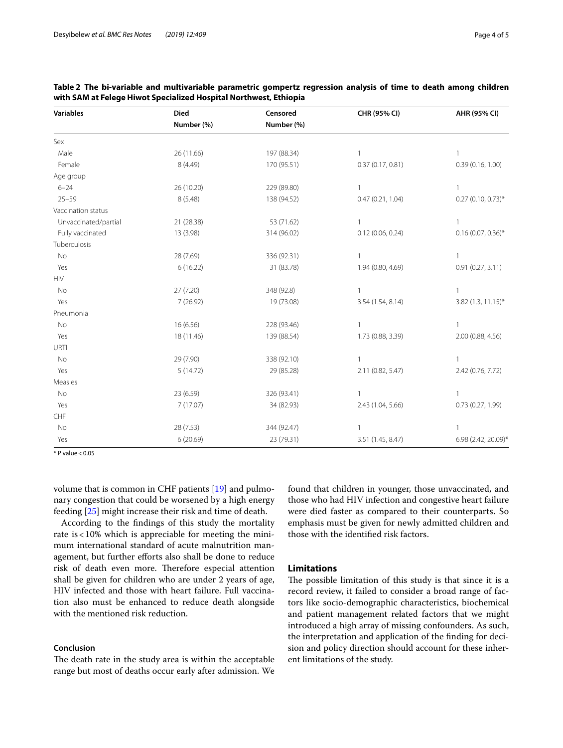**Table 2 The bi-variable and multivariable parametric gompertz regression analysis of time to death among children with SAM at Felege Hiwot Specialized Hospital Northwest, Ethiopia**

| Variables | Died Number (%) | Censored Number (%) | CHR (95% CI) | AHR (95% CI) |
|---|---|---|---|---|
| Sex | | | | |
| Male | 26 (11.66) | 197 (88.34) | 1 | 1 |
| Female | 8 (4.49) | 170 (95.51) | 0.37 (0.17, 0.81) | 0.39 (0.16, 1.00) |
| Age group | | | | |
| 6–24 | 26 (10.20) | 229 (89.80) | 1 | 1 |
| 25–59 | 8 (5.48) | 138 (94.52) | 0.47 (0.21, 1.04) | 0.27 (0.10, 0.73)* |
| Vaccination status | | | | |
| Unvaccinated/partial | 21 (28.38) | 53 (71.62) | 1 | 1 |
| Fully vaccinated | 13 (3.98) | 314 (96.02) | 0.12 (0.06, 0.24) | 0.16 (0.07, 0.36)* |
| Tuberculosis | | | | |
| No | 28 (7.69) | 336 (92.31) | 1 | 1 |
| Yes | 6 (16.22) | 31 (83.78) | 1.94 (0.80, 4.69) | 0.91 (0.27, 3.11) |
| HIV | | | | |
| No | 27 (7.20) | 348 (92.8) | 1 | 1 |
| Yes | 7 (26.92) | 19 (73.08) | 3.54 (1.54, 8.14) | 3.82 (1.3, 11.15)* |
| Pneumonia | | | | |
| No | 16 (6.56) | 228 (93.46) | 1 | 1 |
| Yes | 18 (11.46) | 139 (88.54) | 1.73 (0.88, 3.39) | 2.00 (0.88, 4.56) |
| URTI | | | | |
| No | 29 (7.90) | 338 (92.10) | 1 | 1 |
| Yes | 5 (14.72) | 29 (85.28) | 2.11 (0.82, 5.47) | 2.42 (0.76, 7.72) |
| Measles | | | | |
| No | 23 (6.59) | 326 (93.41) | 1 | 1 |
| Yes | 7 (17.07) | 34 (82.93) | 2.43 (1.04, 5.66) | 0.73 (0.27, 1.99) |
| CHF | | | | |
| No | 28 (7.53) | 344 (92.47) | 1 | 1 |
| Yes | 6 (20.69) | 23 (79.31) | 3.51 (1.45, 8.47) | 6.98 (2.42, 20.09)* |

\* P value < 0.05

volume that is common in CHF patients [19] and pulmonary congestion that could be worsened by a high energy feeding [25] might increase their risk and time of death.

According to the findings of this study the mortality rate is < 10% which is appreciable for meeting the minimum international standard of acute malnutrition management, but further efforts also shall be done to reduce risk of death even more. Therefore especial attention shall be given for children who are under 2 years of age, HIV infected and those with heart failure. Full vaccination also must be enhanced to reduce death alongside with the mentioned risk reduction.

## Conclusion

The death rate in the study area is within the acceptable range but most of deaths occur early after admission. We found that children in younger, those unvaccinated, and those who had HIV infection and congestive heart failure were died faster as compared to their counterparts. So emphasis must be given for newly admitted children and those with the identified risk factors.

## Limitations

The possible limitation of this study is that since it is a record review, it failed to consider a broad range of factors like socio-demographic characteristics, biochemical and patient management related factors that we might introduced a high array of missing confounders. As such, the interpretation and application of the finding for decision and policy direction should account for these inherent limitations of the study.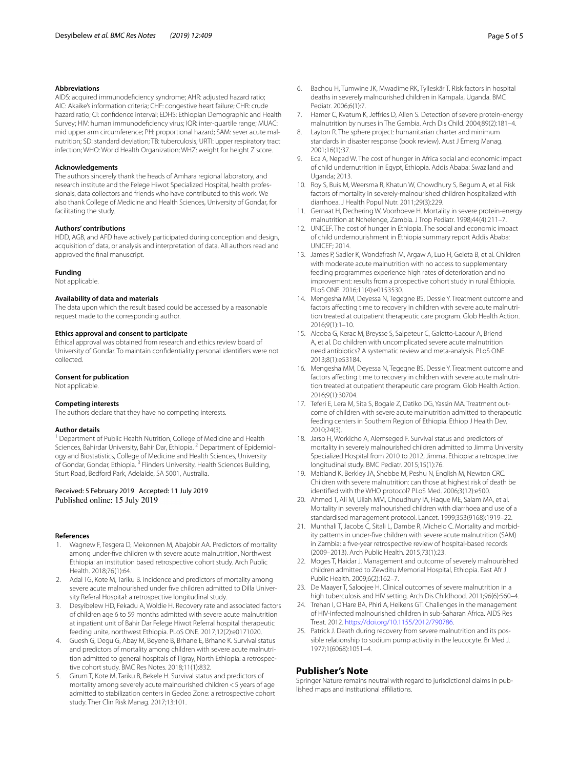#### Abbreviations

AIDS: acquired immunodeficiency syndrome; AHR: adjusted hazard ratio; AIC: Akaike's information criteria; CHF: congestive heart failure; CHR: crude hazard ratio; CI: confidence interval; EDHS: Ethiopian Demographic and Health Survey; HIV: human immunodeficiency virus; IQR: inter-quartile range; MUAC: mid upper arm circumference; PH: proportional hazard; SAM: sever acute malnutrition; SD: standard deviation; TB: tuberculosis; URTI: upper respiratory tract infection; WHO: World Health Organization; WHZ: weight for height Z score.

#### Acknowledgements

The authors sincerely thank the heads of Amhara regional laboratory, and research institute and the Felege Hiwot Specialized Hospital, health professionals, data collectors and friends who have contributed to this work. We also thank College of Medicine and Health Sciences, University of Gondar, for facilitating the study.

#### Authors' contributions

HDD, AGB, and AFD have actively participated during conception and design, acquisition of data, or analysis and interpretation of data. All authors read and approved the final manuscript.

#### Funding

Not applicable.

#### Availability of data and materials

The data upon which the result based could be accessed by a reasonable request made to the corresponding author.

#### Ethics approval and consent to participate

Ethical approval was obtained from research and ethics review board of University of Gondar. To maintain confidentiality personal identifiers were not collected.

#### Consent for publication

Not applicable.

#### Competing interests

The authors declare that they have no competing interests.

#### Author details

[1] Department of Public Health Nutrition, College of Medicine and Health Sciences, Bahirdar University, Bahir Dar, Ethiopia. [2] Department of Epidemiology and Biostatistics, College of Medicine and Health Sciences, University of Gondar, Gondar, Ethiopia. [3] Flinders University, Health Sciences Building, Sturt Road, Bedford Park, Adelaide, SA 5001, Australia.

Received: 5 February 2019 Accepted: 11 July 2019
Published online: 15 July 2019

#### References

1. Wagnew F, Tesgera D, Mekonnen M, Abajobir AA. Predictors of mortality among under-five children with severe acute malnutrition, Northwest Ethiopia: an institution based retrospective cohort study. Arch Public Health. 2018;76(1):64.
2. Adal TG, Kote M, Tariku B. Incidence and predictors of mortality among severe acute malnourished under five children admitted to Dilla University Referal Hospital: a retrospective longitudinal study.
3. Desyibelew HD, Fekadu A, Woldie H. Recovery rate and associated factors of children age 6 to 59 months admitted with severe acute malnutrition at inpatient unit of Bahir Dar Felege Hiwot Referral hospital therapeutic feeding unite, northwest Ethiopia. PLoS ONE. 2017;12(2):e0171020.
4. Guesh G, Degu G, Abay M, Beyene B, Brhane E, Brhane K. Survival status and predictors of mortality among children with severe acute malnutrition admitted to general hospitals of Tigray, North Ethiopia: a retrospective cohort study. BMC Res Notes. 2018;11(1):832.
5. Girum T, Kote M, Tariku B, Bekele H. Survival status and predictors of mortality among severely acute malnourished children < 5 years of age admitted to stabilization centers in Gedeo Zone: a retrospective cohort study. Ther Clin Risk Manag. 2017;13:101.
6. Bachou H, Tumwine JK, Mwadime RK, Tylleskär T. Risk factors in hospital deaths in severely malnourished children in Kampala, Uganda. BMC Pediatr. 2006;6(1):7.
7. Hamer C, Kvatum K, Jeffries D, Allen S. Detection of severe protein-energy malnutrition by nurses in The Gambia. Arch Dis Child. 2004;89(2):181–4.
8. Layton R. The sphere project: humanitarian charter and minimum standards in disaster response (book review). Aust J Emerg Manag. 2001;16(1):37.
9. Eca A, Nepad W. The cost of hunger in Africa social and economic impact of child undernutrition in Egypt, Ethiopia. Addis Ababa: Swaziland and Uganda; 2013.
10. Roy S, Buis M, Weersma R, Khatun W, Chowdhury S, Begum A, et al. Risk factors of mortality in severely-malnourished children hospitalized with diarrhoea. J Health Popul Nutr. 2011;29(3):229.
11. Gernaat H, Dechering W, Voorhoeve H. Mortality in severe protein-energy malnutrition at Nchelenge, Zambia. J Trop Pediatr. 1998;44(4):211–7.
12. UNICEF. The cost of hunger in Ethiopia. The social and economic impact of child undernourishment in Ethiopia summary report Addis Ababa: UNICEF; 2014.
13. James P, Sadler K, Wondafrash M, Argaw A, Luo H, Geleta B, et al. Children with moderate acute malnutrition with no access to supplementary feeding programmes experience high rates of deterioration and no improvement: results from a prospective cohort study in rural Ethiopia. PLoS ONE. 2016;11(4):e0153530.
14. Mengesha MM, Deyessa N, Tegegne BS, Dessie Y. Treatment outcome and factors affecting time to recovery in children with severe acute malnutrition treated at outpatient therapeutic care program. Glob Health Action. 2016;9(1):1–10.
15. Alcoba G, Kerac M, Breysse S, Salpeteur C, Galetto-Lacour A, Briend A, et al. Do children with uncomplicated severe acute malnutrition need antibiotics? A systematic review and meta-analysis. PLoS ONE. 2013;8(1):e53184.
16. Mengesha MM, Deyessa N, Tegegne BS, Dessie Y. Treatment outcome and factors affecting time to recovery in children with severe acute malnutrition treated at outpatient therapeutic care program. Glob Health Action. 2016;9(1):30704.
17. Teferi E, Lera M, Sita S, Bogale Z, Datiko DG, Yassin MA. Treatment outcome of children with severe acute malnutrition admitted to therapeutic feeding centers in Southern Region of Ethiopia. Ethiop J Health Dev. 2010;24(3).
18. Jarso H, Workicho A, Alemseged F. Survival status and predictors of mortality in severely malnourished children admitted to Jimma University Specialized Hospital from 2010 to 2012, Jimma, Ethiopia: a retrospective longitudinal study. BMC Pediatr. 2015;15(1):76.
19. Maitland K, Berkley JA, Shebbe M, Peshu N, English M, Newton CRC. Children with severe malnutrition: can those at highest risk of death be identified with the WHO protocol? PLoS Med. 2006;3(12):e500.
20. Ahmed T, Ali M, Ullah MM, Choudhury IA, Haque ME, Salam MA, et al. Mortality in severely malnourished children with diarrhoea and use of a standardised management protocol. Lancet. 1999;353(9168):1919–22.
21. Munthali T, Jacobs C, Sitali L, Dambe R, Michelo C. Mortality and morbidity patterns in under-five children with severe acute malnutrition (SAM) in Zambia: a five-year retrospective review of hospital-based records (2009–2013). Arch Public Health. 2015;73(1):23.
22. Moges T, Haidar J. Management and outcome of severely malnourished children admitted to Zewditu Memorial Hospital, Ethiopia. East Afr J Public Health. 2009;6(2):162–7.
23. De Maayer T, Saloojee H. Clinical outcomes of severe malnutrition in a high tuberculosis and HIV setting. Arch Dis Childhood. 2011;96(6):560–4.
24. Trehan I, O'Hare BA, Phiri A, Heikens GT. Challenges in the management of HIV-infected malnourished children in sub-Saharan Africa. AIDS Res Treat. 2012. https://doi.org/10.1155/2012/790786.
25. Patrick J. Death during recovery from severe malnutrition and its possible relationship to sodium pump activity in the leucocyte. Br Med J. 1977;1(6068):1051–4.

### Publisher's Note

Springer Nature remains neutral with regard to jurisdictional claims in published maps and institutional affiliations.